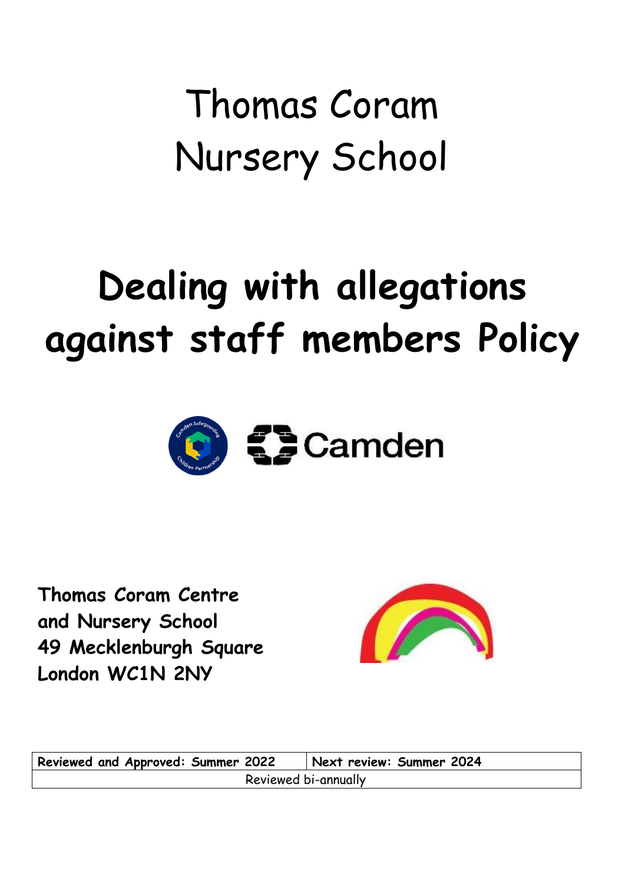# Thomas Coram Nursery School

# Dealing with allegations against staff members Policy

**Thomas Coram Centre and Nursery School**
**49 Mecklenburgh Square**
**London WC1N 2NY**

| Reviewed and Approved: Summer 2022 | Next review: Summer 2024 |
| --- | --- |
| Reviewed bi-annually | |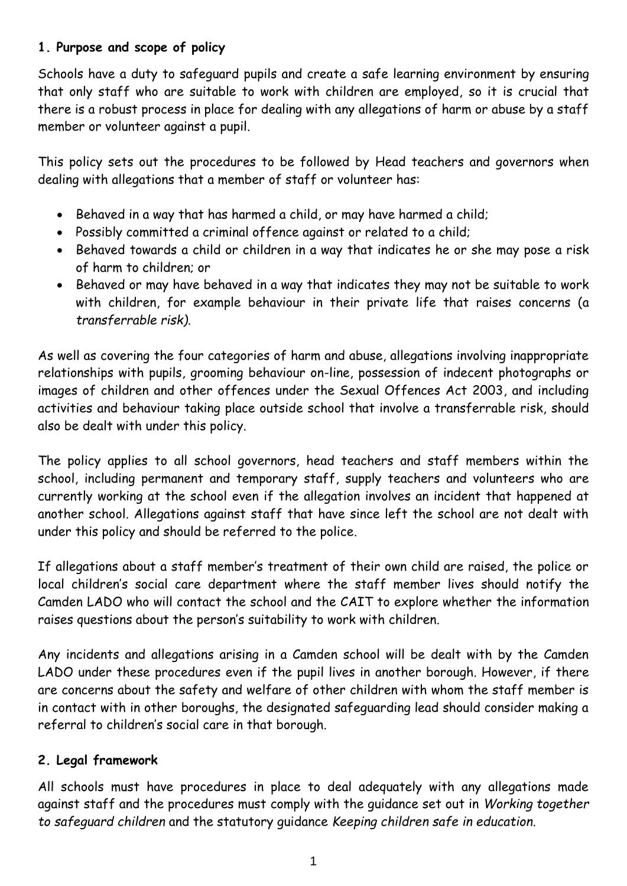## 1. Purpose and scope of policy

Schools have a duty to safeguard pupils and create a safe learning environment by ensuring that only staff who are suitable to work with children are employed, so it is crucial that there is a robust process in place for dealing with any allegations of harm or abuse by a staff member or volunteer against a pupil.

This policy sets out the procedures to be followed by Head teachers and governors when dealing with allegations that a member of staff or volunteer has:

- Behaved in a way that has harmed a child, or may have harmed a child;
- Possibly committed a criminal offence against or related to a child;
- Behaved towards a child or children in a way that indicates he or she may pose a risk of harm to children; or
- Behaved or may have behaved in a way that indicates they may not be suitable to work with children, for example behaviour in their private life that raises concerns (a *transferrable risk*).

As well as covering the four categories of harm and abuse, allegations involving inappropriate relationships with pupils, grooming behaviour on-line, possession of indecent photographs or images of children and other offences under the Sexual Offences Act 2003, and including activities and behaviour taking place outside school that involve a transferrable risk, should also be dealt with under this policy.

The policy applies to all school governors, head teachers and staff members within the school, including permanent and temporary staff, supply teachers and volunteers who are currently working at the school even if the allegation involves an incident that happened at another school. Allegations against staff that have since left the school are not dealt with under this policy and should be referred to the police.

If allegations about a staff member's treatment of their own child are raised, the police or local children's social care department where the staff member lives should notify the Camden LADO who will contact the school and the CAIT to explore whether the information raises questions about the person's suitability to work with children.

Any incidents and allegations arising in a Camden school will be dealt with by the Camden LADO under these procedures even if the pupil lives in another borough. However, if there are concerns about the safety and welfare of other children with whom the staff member is in contact with in other boroughs, the designated safeguarding lead should consider making a referral to children's social care in that borough.

## 2. Legal framework

All schools must have procedures in place to deal adequately with any allegations made against staff and the procedures must comply with the guidance set out in *Working together to safeguard children* and the statutory guidance *Keeping children safe in education*.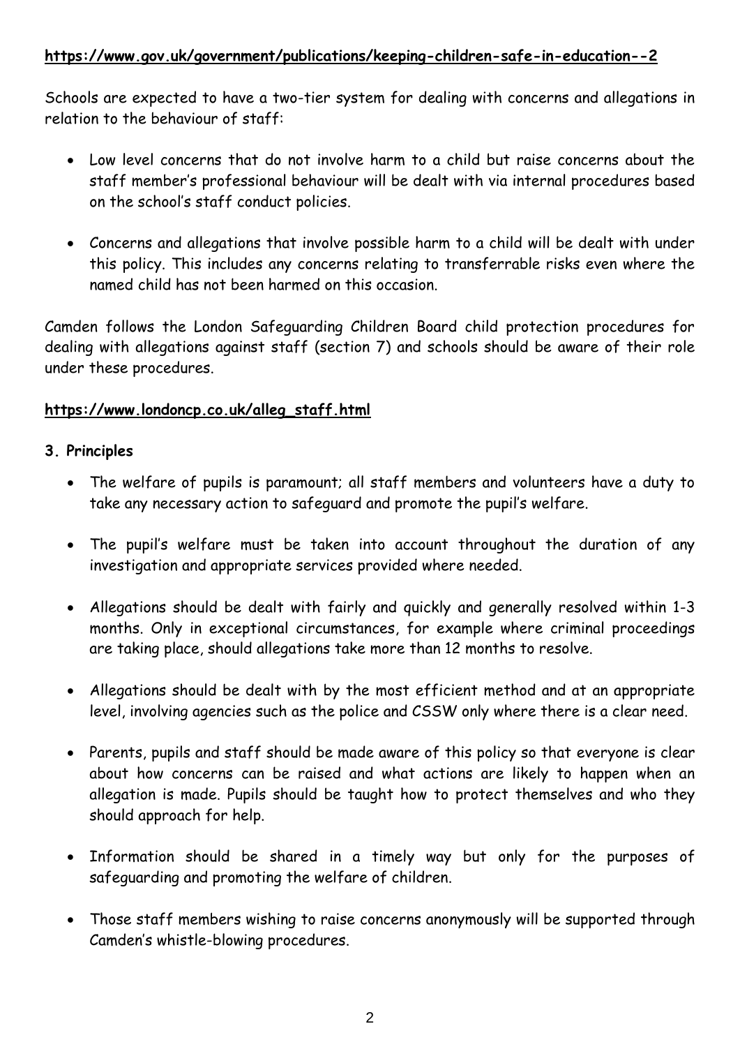**https://www.gov.uk/government/publications/keeping-children-safe-in-education--2**

Schools are expected to have a two-tier system for dealing with concerns and allegations in relation to the behaviour of staff:

- Low level concerns that do not involve harm to a child but raise concerns about the staff member's professional behaviour will be dealt with via internal procedures based on the school's staff conduct policies.
- Concerns and allegations that involve possible harm to a child will be dealt with under this policy. This includes any concerns relating to transferrable risks even where the named child has not been harmed on this occasion.

Camden follows the London Safeguarding Children Board child protection procedures for dealing with allegations against staff (section 7) and schools should be aware of their role under these procedures.

**https://www.londoncp.co.uk/alleg_staff.html**

### 3. Principles

- The welfare of pupils is paramount; all staff members and volunteers have a duty to take any necessary action to safeguard and promote the pupil's welfare.
- The pupil's welfare must be taken into account throughout the duration of any investigation and appropriate services provided where needed.
- Allegations should be dealt with fairly and quickly and generally resolved within 1-3 months. Only in exceptional circumstances, for example where criminal proceedings are taking place, should allegations take more than 12 months to resolve.
- Allegations should be dealt with by the most efficient method and at an appropriate level, involving agencies such as the police and CSSW only where there is a clear need.
- Parents, pupils and staff should be made aware of this policy so that everyone is clear about how concerns can be raised and what actions are likely to happen when an allegation is made. Pupils should be taught how to protect themselves and who they should approach for help.
- Information should be shared in a timely way but only for the purposes of safeguarding and promoting the welfare of children.
- Those staff members wishing to raise concerns anonymously will be supported through Camden's whistle-blowing procedures.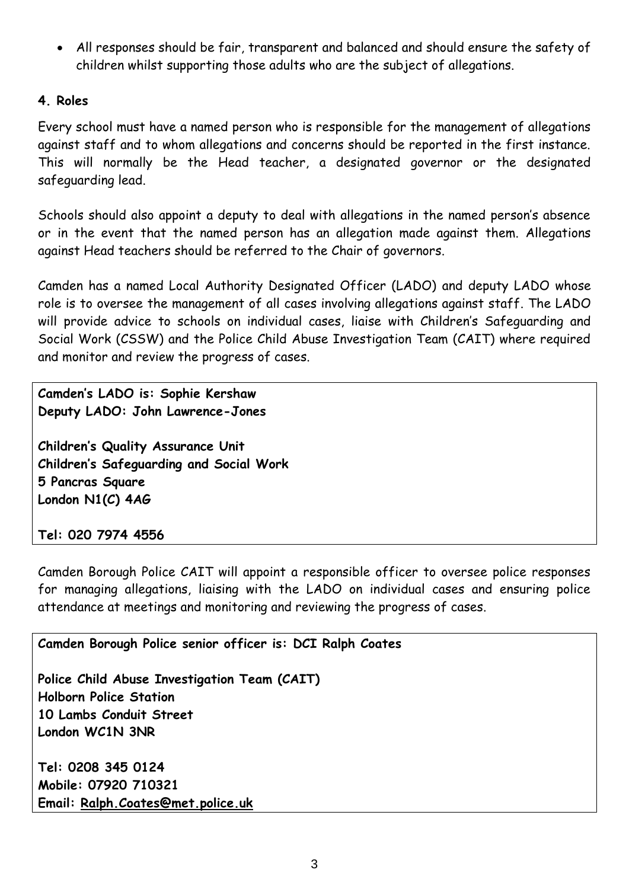- All responses should be fair, transparent and balanced and should ensure the safety of children whilst supporting those adults who are the subject of allegations.

### 4. Roles

Every school must have a named person who is responsible for the management of allegations against staff and to whom allegations and concerns should be reported in the first instance. This will normally be the Head teacher, a designated governor or the designated safeguarding lead.

Schools should also appoint a deputy to deal with allegations in the named person's absence or in the event that the named person has an allegation made against them. Allegations against Head teachers should be referred to the Chair of governors.

Camden has a named Local Authority Designated Officer (LADO) and deputy LADO whose role is to oversee the management of all cases involving allegations against staff. The LADO will provide advice to schools on individual cases, liaise with Children's Safeguarding and Social Work (CSSW) and the Police Child Abuse Investigation Team (CAIT) where required and monitor and review the progress of cases.

**Camden's LADO is: Sophie Kershaw**
**Deputy LADO: John Lawrence-Jones**

**Children's Quality Assurance Unit**
**Children's Safeguarding and Social Work**
**5 Pancras Square**
**London N1(C) 4AG**

**Tel: 020 7974 4556**

Camden Borough Police CAIT will appoint a responsible officer to oversee police responses for managing allegations, liaising with the LADO on individual cases and ensuring police attendance at meetings and monitoring and reviewing the progress of cases.

**Camden Borough Police senior officer is: DCI Ralph Coates**

**Police Child Abuse Investigation Team (CAIT)**
**Holborn Police Station**
**10 Lambs Conduit Street**
**London WC1N 3NR**

**Tel: 0208 345 0124**
**Mobile: 07920 710321**
**Email: Ralph.Coates@met.police.uk**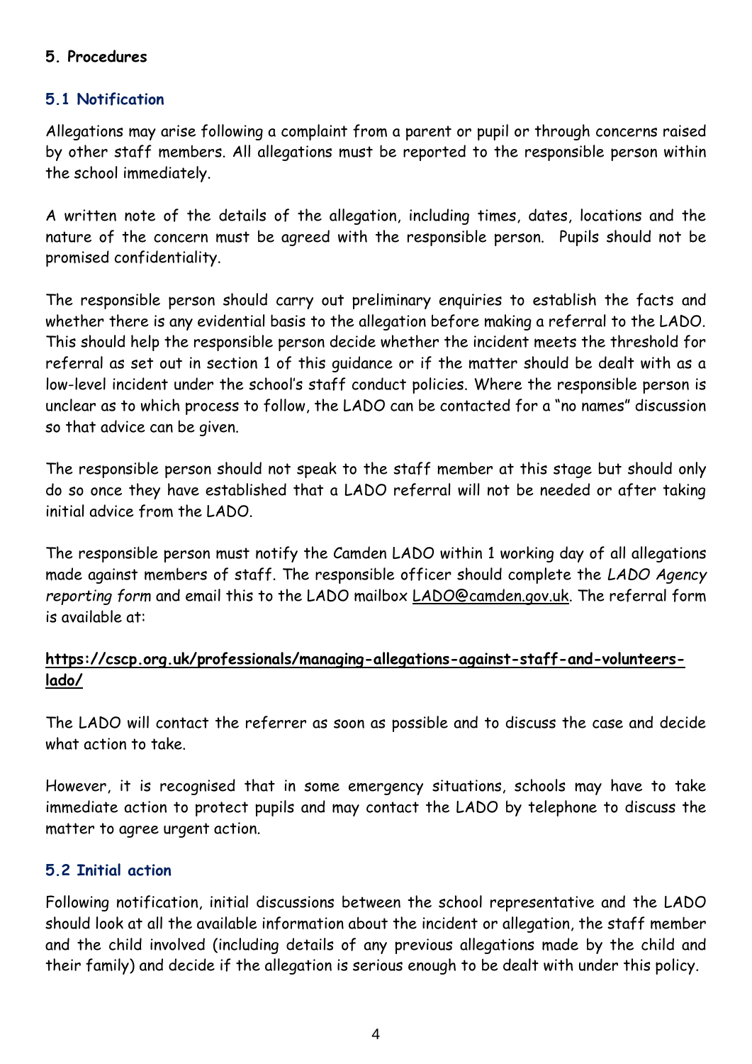## 5. Procedures

### 5.1 Notification

Allegations may arise following a complaint from a parent or pupil or through concerns raised by other staff members. All allegations must be reported to the responsible person within the school immediately.

A written note of the details of the allegation, including times, dates, locations and the nature of the concern must be agreed with the responsible person. Pupils should not be promised confidentiality.

The responsible person should carry out preliminary enquiries to establish the facts and whether there is any evidential basis to the allegation before making a referral to the LADO. This should help the responsible person decide whether the incident meets the threshold for referral as set out in section 1 of this guidance or if the matter should be dealt with as a low-level incident under the school's staff conduct policies. Where the responsible person is unclear as to which process to follow, the LADO can be contacted for a "no names" discussion so that advice can be given.

The responsible person should not speak to the staff member at this stage but should only do so once they have established that a LADO referral will not be needed or after taking initial advice from the LADO.

The responsible person must notify the Camden LADO within 1 working day of all allegations made against members of staff. The responsible officer should complete the *LADO Agency reporting form* and email this to the LADO mailbox LADO@camden.gov.uk. The referral form is available at:

**https://cscp.org.uk/professionals/managing-allegations-against-staff-and-volunteers-lado/**

The LADO will contact the referrer as soon as possible and to discuss the case and decide what action to take.

However, it is recognised that in some emergency situations, schools may have to take immediate action to protect pupils and may contact the LADO by telephone to discuss the matter to agree urgent action.

### 5.2 Initial action

Following notification, initial discussions between the school representative and the LADO should look at all the available information about the incident or allegation, the staff member and the child involved (including details of any previous allegations made by the child and their family) and decide if the allegation is serious enough to be dealt with under this policy.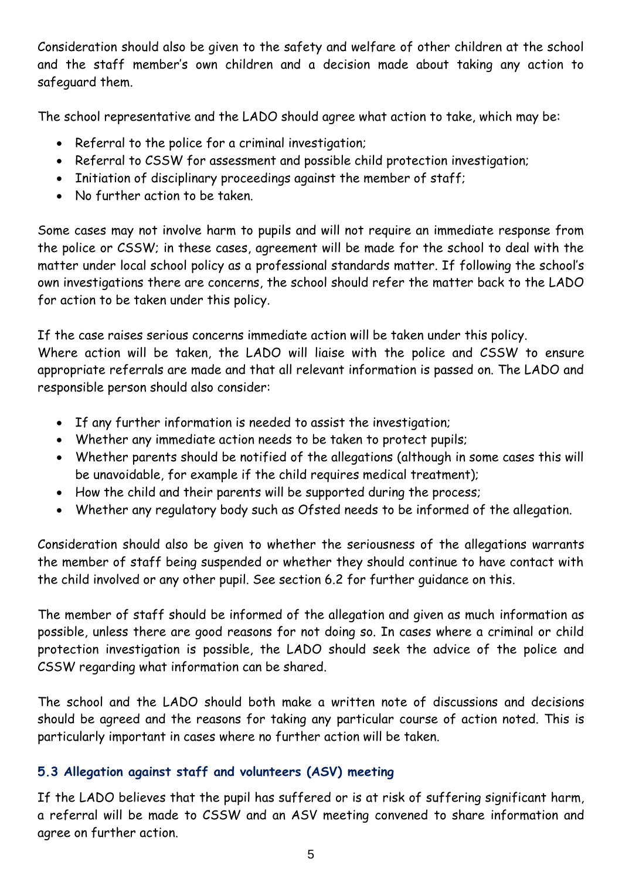Consideration should also be given to the safety and welfare of other children at the school and the staff member's own children and a decision made about taking any action to safeguard them.

The school representative and the LADO should agree what action to take, which may be:

- Referral to the police for a criminal investigation;
- Referral to CSSW for assessment and possible child protection investigation;
- Initiation of disciplinary proceedings against the member of staff;
- No further action to be taken.

Some cases may not involve harm to pupils and will not require an immediate response from the police or CSSW; in these cases, agreement will be made for the school to deal with the matter under local school policy as a professional standards matter. If following the school's own investigations there are concerns, the school should refer the matter back to the LADO for action to be taken under this policy.

If the case raises serious concerns immediate action will be taken under this policy.
Where action will be taken, the LADO will liaise with the police and CSSW to ensure appropriate referrals are made and that all relevant information is passed on. The LADO and responsible person should also consider:

- If any further information is needed to assist the investigation;
- Whether any immediate action needs to be taken to protect pupils;
- Whether parents should be notified of the allegations (although in some cases this will be unavoidable, for example if the child requires medical treatment);
- How the child and their parents will be supported during the process;
- Whether any regulatory body such as Ofsted needs to be informed of the allegation.

Consideration should also be given to whether the seriousness of the allegations warrants the member of staff being suspended or whether they should continue to have contact with the child involved or any other pupil. See section 6.2 for further guidance on this.

The member of staff should be informed of the allegation and given as much information as possible, unless there are good reasons for not doing so. In cases where a criminal or child protection investigation is possible, the LADO should seek the advice of the police and CSSW regarding what information can be shared.

The school and the LADO should both make a written note of discussions and decisions should be agreed and the reasons for taking any particular course of action noted. This is particularly important in cases where no further action will be taken.

### 5.3 Allegation against staff and volunteers (ASV) meeting

If the LADO believes that the pupil has suffered or is at risk of suffering significant harm, a referral will be made to CSSW and an ASV meeting convened to share information and agree on further action.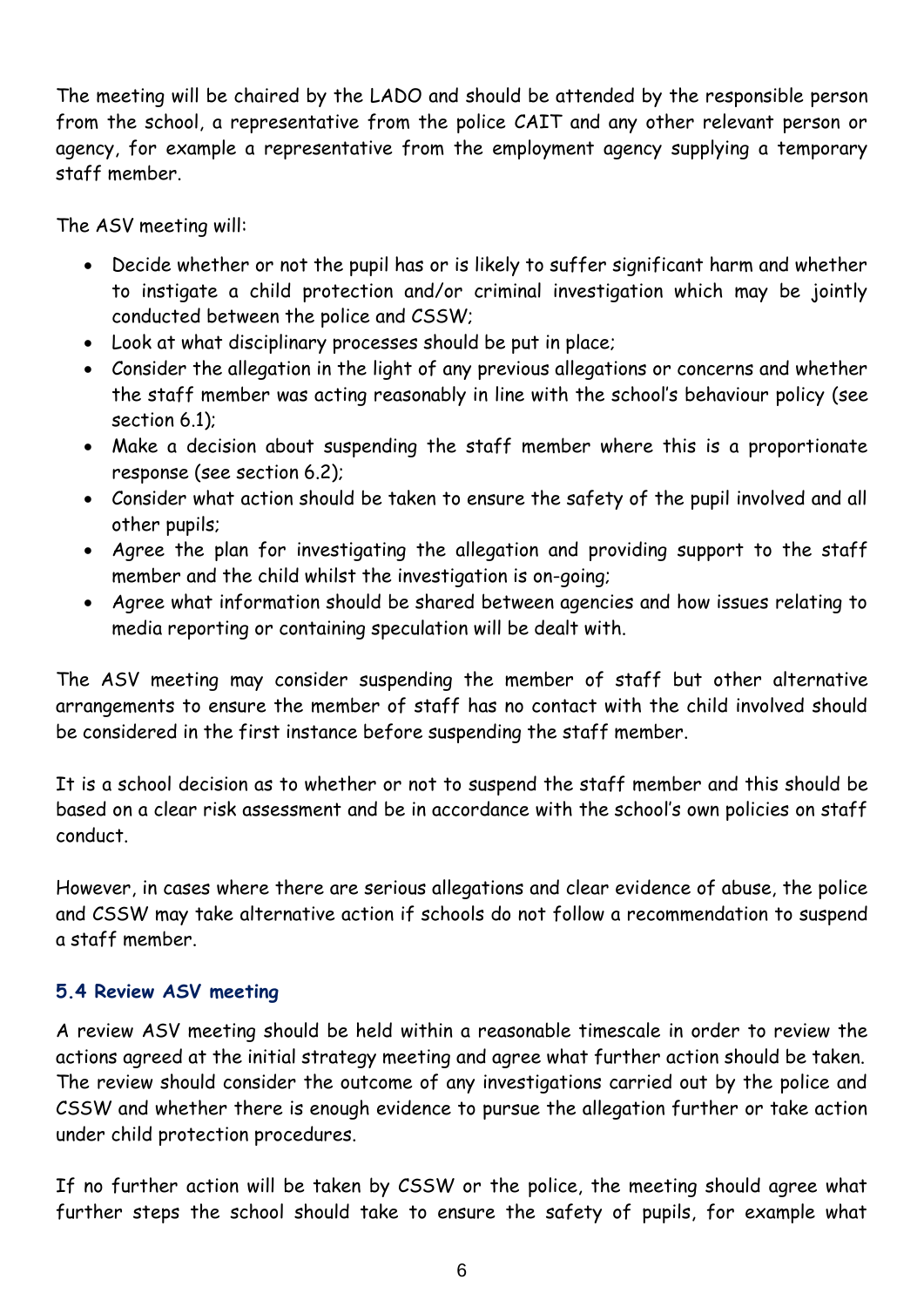The meeting will be chaired by the LADO and should be attended by the responsible person from the school, a representative from the police CAIT and any other relevant person or agency, for example a representative from the employment agency supplying a temporary staff member.

The ASV meeting will:

- Decide whether or not the pupil has or is likely to suffer significant harm and whether to instigate a child protection and/or criminal investigation which may be jointly conducted between the police and CSSW;
- Look at what disciplinary processes should be put in place;
- Consider the allegation in the light of any previous allegations or concerns and whether the staff member was acting reasonably in line with the school's behaviour policy (see section 6.1);
- Make a decision about suspending the staff member where this is a proportionate response (see section 6.2);
- Consider what action should be taken to ensure the safety of the pupil involved and all other pupils;
- Agree the plan for investigating the allegation and providing support to the staff member and the child whilst the investigation is on-going;
- Agree what information should be shared between agencies and how issues relating to media reporting or containing speculation will be dealt with.

The ASV meeting may consider suspending the member of staff but other alternative arrangements to ensure the member of staff has no contact with the child involved should be considered in the first instance before suspending the staff member.

It is a school decision as to whether or not to suspend the staff member and this should be based on a clear risk assessment and be in accordance with the school's own policies on staff conduct.

However, in cases where there are serious allegations and clear evidence of abuse, the police and CSSW may take alternative action if schools do not follow a recommendation to suspend a staff member.

### 5.4 Review ASV meeting

A review ASV meeting should be held within a reasonable timescale in order to review the actions agreed at the initial strategy meeting and agree what further action should be taken. The review should consider the outcome of any investigations carried out by the police and CSSW and whether there is enough evidence to pursue the allegation further or take action under child protection procedures.

If no further action will be taken by CSSW or the police, the meeting should agree what further steps the school should take to ensure the safety of pupils, for example what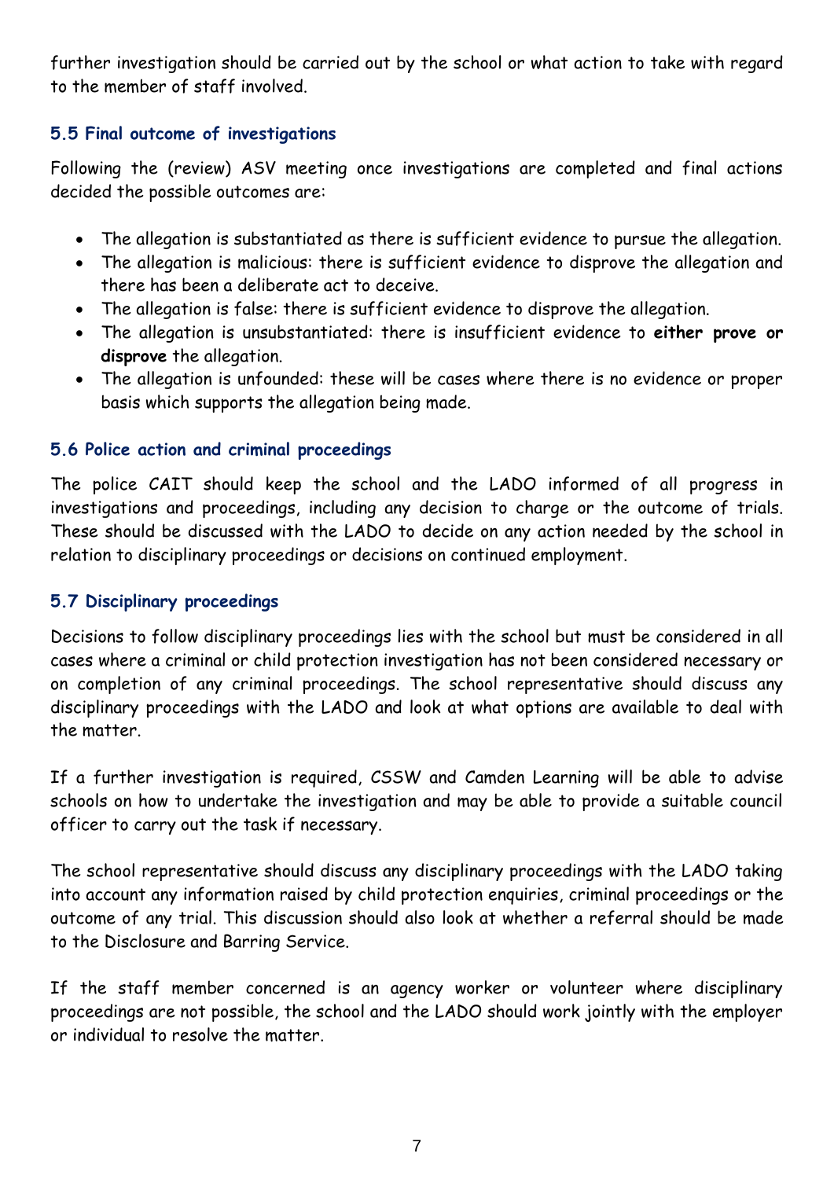further investigation should be carried out by the school or what action to take with regard to the member of staff involved.

### 5.5 Final outcome of investigations

Following the (review) ASV meeting once investigations are completed and final actions decided the possible outcomes are:

- The allegation is substantiated as there is sufficient evidence to pursue the allegation.
- The allegation is malicious: there is sufficient evidence to disprove the allegation and there has been a deliberate act to deceive.
- The allegation is false: there is sufficient evidence to disprove the allegation.
- The allegation is unsubstantiated: there is insufficient evidence to **either prove or disprove** the allegation.
- The allegation is unfounded: these will be cases where there is no evidence or proper basis which supports the allegation being made.

### 5.6 Police action and criminal proceedings

The police CAIT should keep the school and the LADO informed of all progress in investigations and proceedings, including any decision to charge or the outcome of trials. These should be discussed with the LADO to decide on any action needed by the school in relation to disciplinary proceedings or decisions on continued employment.

### 5.7 Disciplinary proceedings

Decisions to follow disciplinary proceedings lies with the school but must be considered in all cases where a criminal or child protection investigation has not been considered necessary or on completion of any criminal proceedings. The school representative should discuss any disciplinary proceedings with the LADO and look at what options are available to deal with the matter.

If a further investigation is required, CSSW and Camden Learning will be able to advise schools on how to undertake the investigation and may be able to provide a suitable council officer to carry out the task if necessary.

The school representative should discuss any disciplinary proceedings with the LADO taking into account any information raised by child protection enquiries, criminal proceedings or the outcome of any trial. This discussion should also look at whether a referral should be made to the Disclosure and Barring Service.

If the staff member concerned is an agency worker or volunteer where disciplinary proceedings are not possible, the school and the LADO should work jointly with the employer or individual to resolve the matter.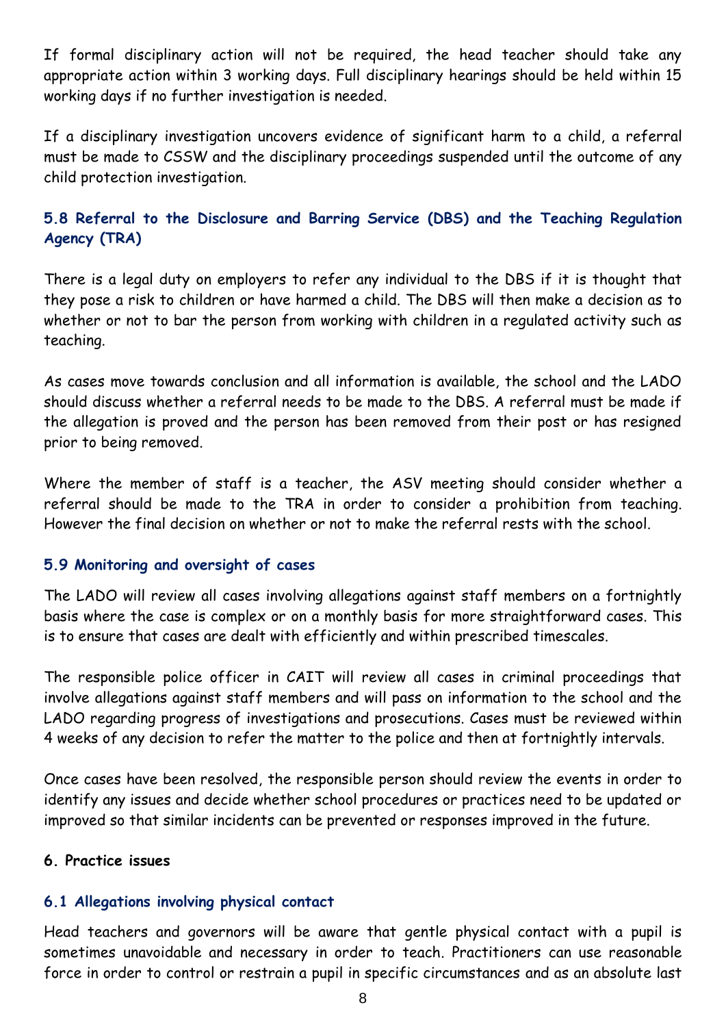If formal disciplinary action will not be required, the head teacher should take any appropriate action within 3 working days. Full disciplinary hearings should be held within 15 working days if no further investigation is needed.

If a disciplinary investigation uncovers evidence of significant harm to a child, a referral must be made to CSSW and the disciplinary proceedings suspended until the outcome of any child protection investigation.

### 5.8 Referral to the Disclosure and Barring Service (DBS) and the Teaching Regulation Agency (TRA)

There is a legal duty on employers to refer any individual to the DBS if it is thought that they pose a risk to children or have harmed a child. The DBS will then make a decision as to whether or not to bar the person from working with children in a regulated activity such as teaching.

As cases move towards conclusion and all information is available, the school and the LADO should discuss whether a referral needs to be made to the DBS. A referral must be made if the allegation is proved and the person has been removed from their post or has resigned prior to being removed.

Where the member of staff is a teacher, the ASV meeting should consider whether a referral should be made to the TRA in order to consider a prohibition from teaching. However the final decision on whether or not to make the referral rests with the school.

### 5.9 Monitoring and oversight of cases

The LADO will review all cases involving allegations against staff members on a fortnightly basis where the case is complex or on a monthly basis for more straightforward cases. This is to ensure that cases are dealt with efficiently and within prescribed timescales.

The responsible police officer in CAIT will review all cases in criminal proceedings that involve allegations against staff members and will pass on information to the school and the LADO regarding progress of investigations and prosecutions. Cases must be reviewed within 4 weeks of any decision to refer the matter to the police and then at fortnightly intervals.

Once cases have been resolved, the responsible person should review the events in order to identify any issues and decide whether school procedures or practices need to be updated or improved so that similar incidents can be prevented or responses improved in the future.

## 6. Practice issues

### 6.1 Allegations involving physical contact

Head teachers and governors will be aware that gentle physical contact with a pupil is sometimes unavoidable and necessary in order to teach. Practitioners can use reasonable force in order to control or restrain a pupil in specific circumstances and as an absolute last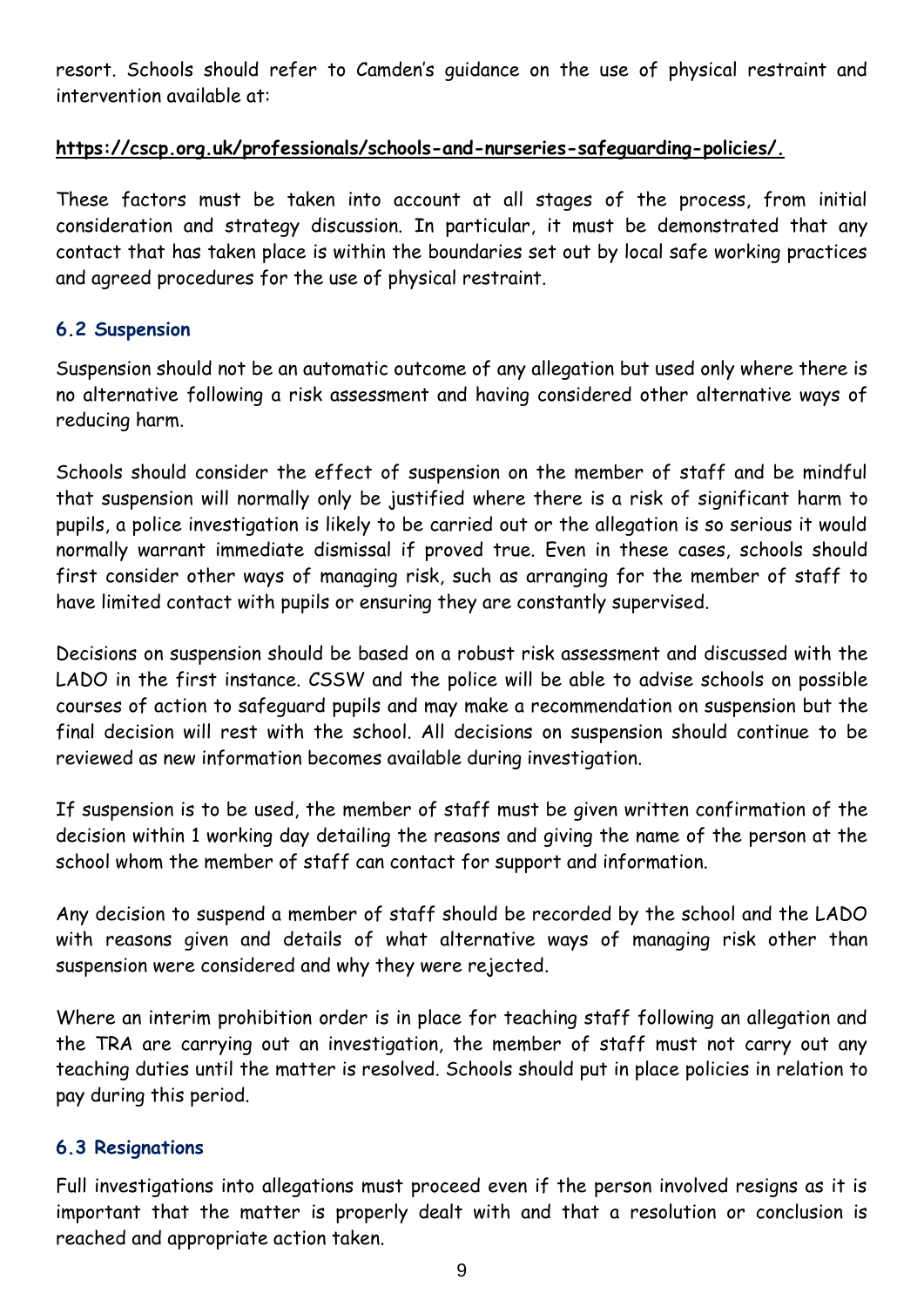resort. Schools should refer to Camden's guidance on the use of physical restraint and intervention available at:

**https://cscp.org.uk/professionals/schools-and-nurseries-safeguarding-policies/.**

These factors must be taken into account at all stages of the process, from initial consideration and strategy discussion. In particular, it must be demonstrated that any contact that has taken place is within the boundaries set out by local safe working practices and agreed procedures for the use of physical restraint.

### 6.2 Suspension

Suspension should not be an automatic outcome of any allegation but used only where there is no alternative following a risk assessment and having considered other alternative ways of reducing harm.

Schools should consider the effect of suspension on the member of staff and be mindful that suspension will normally only be justified where there is a risk of significant harm to pupils, a police investigation is likely to be carried out or the allegation is so serious it would normally warrant immediate dismissal if proved true. Even in these cases, schools should first consider other ways of managing risk, such as arranging for the member of staff to have limited contact with pupils or ensuring they are constantly supervised.

Decisions on suspension should be based on a robust risk assessment and discussed with the LADO in the first instance. CSSW and the police will be able to advise schools on possible courses of action to safeguard pupils and may make a recommendation on suspension but the final decision will rest with the school. All decisions on suspension should continue to be reviewed as new information becomes available during investigation.

If suspension is to be used, the member of staff must be given written confirmation of the decision within 1 working day detailing the reasons and giving the name of the person at the school whom the member of staff can contact for support and information.

Any decision to suspend a member of staff should be recorded by the school and the LADO with reasons given and details of what alternative ways of managing risk other than suspension were considered and why they were rejected.

Where an interim prohibition order is in place for teaching staff following an allegation and the TRA are carrying out an investigation, the member of staff must not carry out any teaching duties until the matter is resolved. Schools should put in place policies in relation to pay during this period.

### 6.3 Resignations

Full investigations into allegations must proceed even if the person involved resigns as it is important that the matter is properly dealt with and that a resolution or conclusion is reached and appropriate action taken.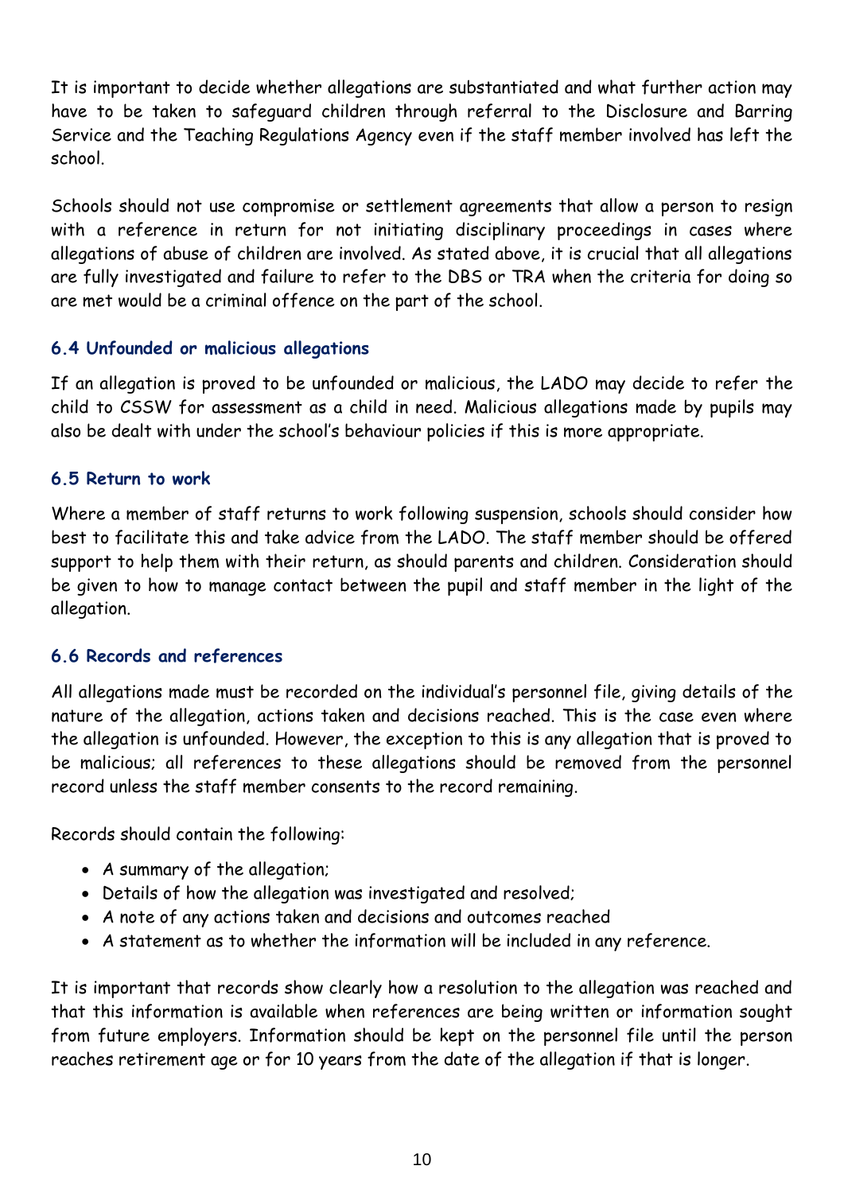It is important to decide whether allegations are substantiated and what further action may have to be taken to safeguard children through referral to the Disclosure and Barring Service and the Teaching Regulations Agency even if the staff member involved has left the school.

Schools should not use compromise or settlement agreements that allow a person to resign with a reference in return for not initiating disciplinary proceedings in cases where allegations of abuse of children are involved. As stated above, it is crucial that all allegations are fully investigated and failure to refer to the DBS or TRA when the criteria for doing so are met would be a criminal offence on the part of the school.

### 6.4 Unfounded or malicious allegations

If an allegation is proved to be unfounded or malicious, the LADO may decide to refer the child to CSSW for assessment as a child in need. Malicious allegations made by pupils may also be dealt with under the school's behaviour policies if this is more appropriate.

### 6.5 Return to work

Where a member of staff returns to work following suspension, schools should consider how best to facilitate this and take advice from the LADO. The staff member should be offered support to help them with their return, as should parents and children. Consideration should be given to how to manage contact between the pupil and staff member in the light of the allegation.

### 6.6 Records and references

All allegations made must be recorded on the individual's personnel file, giving details of the nature of the allegation, actions taken and decisions reached. This is the case even where the allegation is unfounded. However, the exception to this is any allegation that is proved to be malicious; all references to these allegations should be removed from the personnel record unless the staff member consents to the record remaining.

Records should contain the following:

- A summary of the allegation;
- Details of how the allegation was investigated and resolved;
- A note of any actions taken and decisions and outcomes reached
- A statement as to whether the information will be included in any reference.

It is important that records show clearly how a resolution to the allegation was reached and that this information is available when references are being written or information sought from future employers. Information should be kept on the personnel file until the person reaches retirement age or for 10 years from the date of the allegation if that is longer.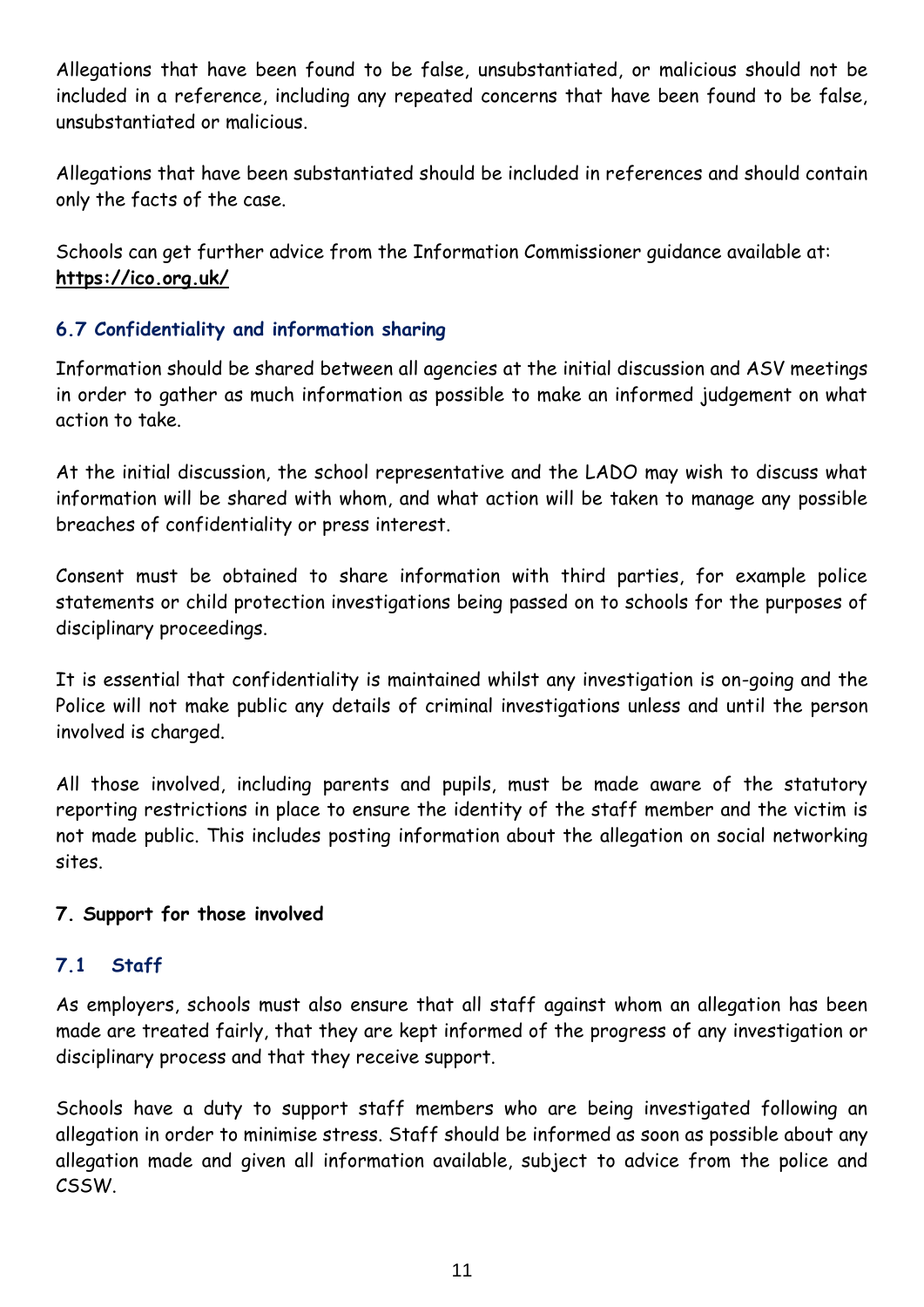Allegations that have been found to be false, unsubstantiated, or malicious should not be included in a reference, including any repeated concerns that have been found to be false, unsubstantiated or malicious.

Allegations that have been substantiated should be included in references and should contain only the facts of the case.

Schools can get further advice from the Information Commissioner guidance available at: **https://ico.org.uk/**

### 6.7 Confidentiality and information sharing

Information should be shared between all agencies at the initial discussion and ASV meetings in order to gather as much information as possible to make an informed judgement on what action to take.

At the initial discussion, the school representative and the LADO may wish to discuss what information will be shared with whom, and what action will be taken to manage any possible breaches of confidentiality or press interest.

Consent must be obtained to share information with third parties, for example police statements or child protection investigations being passed on to schools for the purposes of disciplinary proceedings.

It is essential that confidentiality is maintained whilst any investigation is on-going and the Police will not make public any details of criminal investigations unless and until the person involved is charged.

All those involved, including parents and pupils, must be made aware of the statutory reporting restrictions in place to ensure the identity of the staff member and the victim is not made public. This includes posting information about the allegation on social networking sites.

## 7. Support for those involved

### 7.1 Staff

As employers, schools must also ensure that all staff against whom an allegation has been made are treated fairly, that they are kept informed of the progress of any investigation or disciplinary process and that they receive support.

Schools have a duty to support staff members who are being investigated following an allegation in order to minimise stress. Staff should be informed as soon as possible about any allegation made and given all information available, subject to advice from the police and CSSW.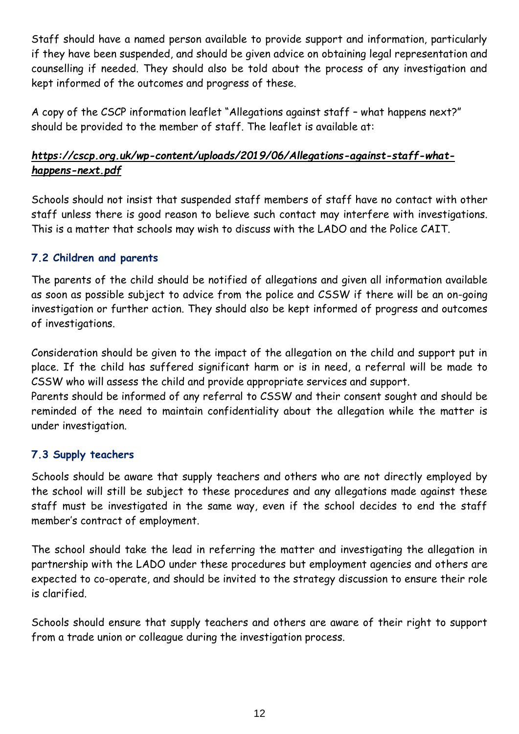Staff should have a named person available to provide support and information, particularly if they have been suspended, and should be given advice on obtaining legal representation and counselling if needed. They should also be told about the process of any investigation and kept informed of the outcomes and progress of these.

A copy of the CSCP information leaflet "Allegations against staff – what happens next?" should be provided to the member of staff. The leaflet is available at:

***https://cscp.org.uk/wp-content/uploads/2019/06/Allegations-against-staff-what-happens-next.pdf***

Schools should not insist that suspended staff members of staff have no contact with other staff unless there is good reason to believe such contact may interfere with investigations. This is a matter that schools may wish to discuss with the LADO and the Police CAIT.

### 7.2 Children and parents

The parents of the child should be notified of allegations and given all information available as soon as possible subject to advice from the police and CSSW if there will be an on-going investigation or further action. They should also be kept informed of progress and outcomes of investigations.

Consideration should be given to the impact of the allegation on the child and support put in place. If the child has suffered significant harm or is in need, a referral will be made to CSSW who will assess the child and provide appropriate services and support.
Parents should be informed of any referral to CSSW and their consent sought and should be reminded of the need to maintain confidentiality about the allegation while the matter is under investigation.

### 7.3 Supply teachers

Schools should be aware that supply teachers and others who are not directly employed by the school will still be subject to these procedures and any allegations made against these staff must be investigated in the same way, even if the school decides to end the staff member's contract of employment.

The school should take the lead in referring the matter and investigating the allegation in partnership with the LADO under these procedures but employment agencies and others are expected to co-operate, and should be invited to the strategy discussion to ensure their role is clarified.

Schools should ensure that supply teachers and others are aware of their right to support from a trade union or colleague during the investigation process.